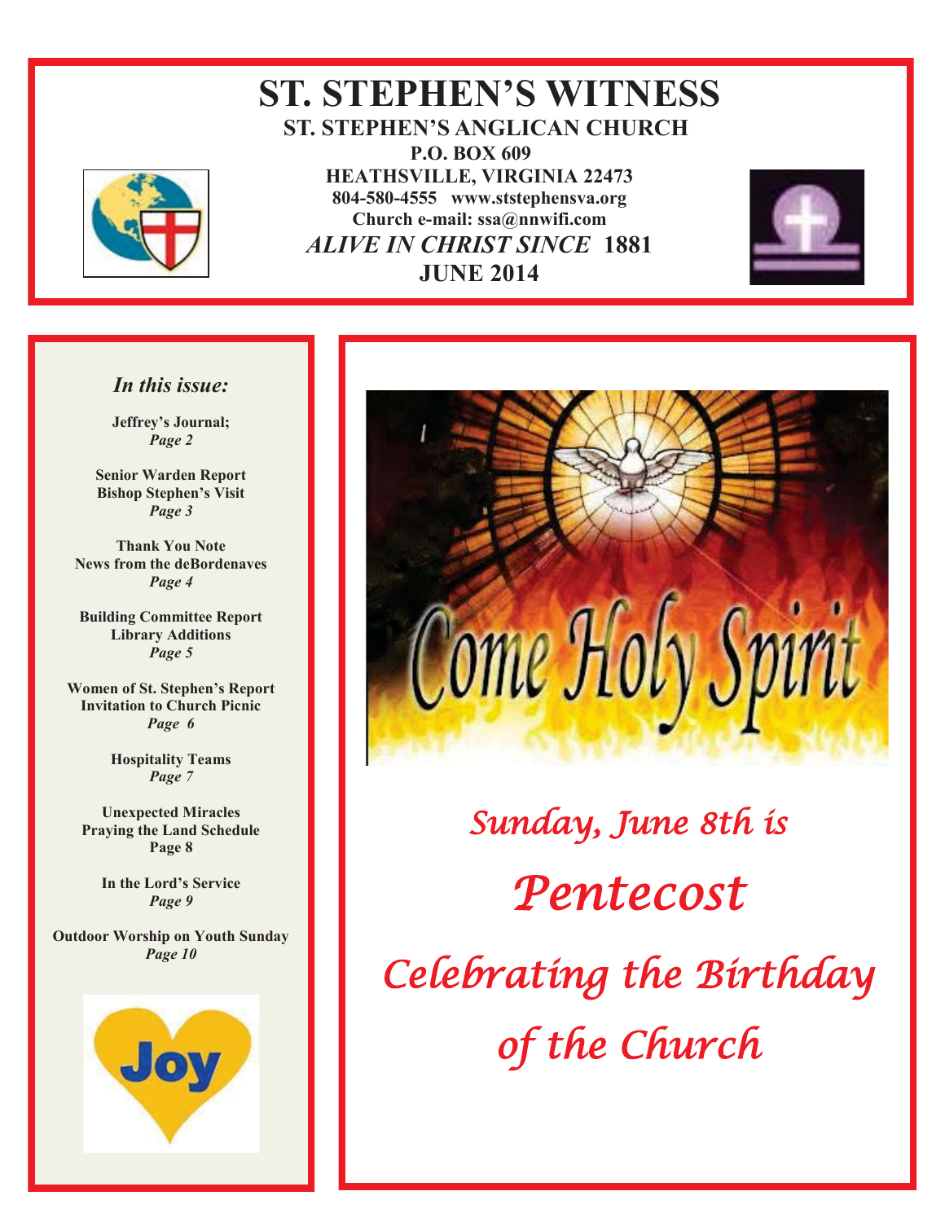# ST. STEPHEN'S WITNESS

## ST. STEPHEN'S ANGLICAN CHURCH

**P.O. BOX 609**
**HEATHSVILLE, VIRGINIA 22473**
**804-580-4555 www.ststephensva.org**
**Church e-mail: ssa@nnwifi.com**

***ALIVE IN CHRIST SINCE*** **1881**

**JUNE 2014**

*In this issue:*

**Jeffrey's Journal;**
***Page 2***

**Senior Warden Report**
**Bishop Stephen's Visit**
***Page 3***

**Thank You Note**
**News from the deBordenaves**
***Page 4***

**Building Committee Report**
**Library Additions**
***Page 5***

**Women of St. Stephen's Report**
**Invitation to Church Picnic**
***Page 6***

**Hospitality Teams**
***Page 7***

**Unexpected Miracles**
**Praying the Land Schedule**
**Page 8**

**In the Lord's Service**
***Page 9***

**Outdoor Worship on Youth Sunday**
***Page 10***

Joy

Come Holy Spirit

*Sunday, June 8th is*

*Pentecost*

*Celebrating the Birthday of the Church*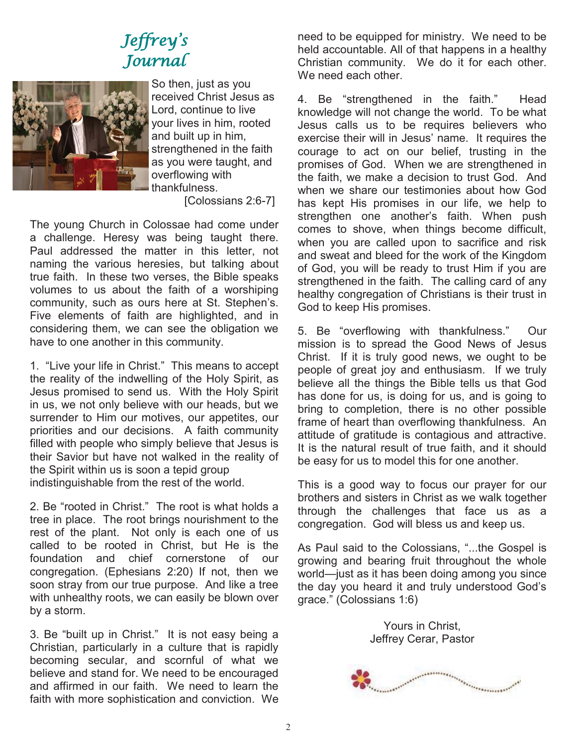# *Jeffrey's Journal*

So then, just as you received Christ Jesus as Lord, continue to live your lives in him, rooted and built up in him, strengthened in the faith as you were taught, and overflowing with thankfulness.

[Colossians 2:6-7]

The young Church in Colossae had come under a challenge. Heresy was being taught there. Paul addressed the matter in this letter, not naming the various heresies, but talking about true faith. In these two verses, the Bible speaks volumes to us about the faith of a worshiping community, such as ours here at St. Stephen's. Five elements of faith are highlighted, and in considering them, we can see the obligation we have to one another in this community.

1. "Live your life in Christ." This means to accept the reality of the indwelling of the Holy Spirit, as Jesus promised to send us. With the Holy Spirit in us, we not only believe with our heads, but we surrender to Him our motives, our appetites, our priorities and our decisions. A faith community filled with people who simply believe that Jesus is their Savior but have not walked in the reality of the Spirit within us is soon a tepid group indistinguishable from the rest of the world.

2. Be "rooted in Christ." The root is what holds a tree in place. The root brings nourishment to the rest of the plant. Not only is each one of us called to be rooted in Christ, but He is the foundation and chief cornerstone of our congregation. (Ephesians 2:20) If not, then we soon stray from our true purpose. And like a tree with unhealthy roots, we can easily be blown over by a storm.

3. Be "built up in Christ." It is not easy being a Christian, particularly in a culture that is rapidly becoming secular, and scornful of what we believe and stand for. We need to be encouraged and affirmed in our faith. We need to learn the faith with more sophistication and conviction. We need to be equipped for ministry. We need to be held accountable. All of that happens in a healthy Christian community. We do it for each other. We need each other.

4. Be "strengthened in the faith." Head knowledge will not change the world. To be what Jesus calls us to be requires believers who exercise their will in Jesus' name. It requires the courage to act on our belief, trusting in the promises of God. When we are strengthened in the faith, we make a decision to trust God. And when we share our testimonies about how God has kept His promises in our life, we help to strengthen one another's faith. When push comes to shove, when things become difficult, when you are called upon to sacrifice and risk and sweat and bleed for the work of the Kingdom of God, you will be ready to trust Him if you are strengthened in the faith. The calling card of any healthy congregation of Christians is their trust in God to keep His promises.

5. Be "overflowing with thankfulness." Our mission is to spread the Good News of Jesus Christ. If it is truly good news, we ought to be people of great joy and enthusiasm. If we truly believe all the things the Bible tells us that God has done for us, is doing for us, and is going to bring to completion, there is no other possible frame of heart than overflowing thankfulness. An attitude of gratitude is contagious and attractive. It is the natural result of true faith, and it should be easy for us to model this for one another.

This is a good way to focus our prayer for our brothers and sisters in Christ as we walk together through the challenges that face us as a congregation. God will bless us and keep us.

As Paul said to the Colossians, "...the Gospel is growing and bearing fruit throughout the whole world—just as it has been doing among you since the day you heard it and truly understood God's grace." (Colossians 1:6)

Yours in Christ,
Jeffrey Cerar, Pastor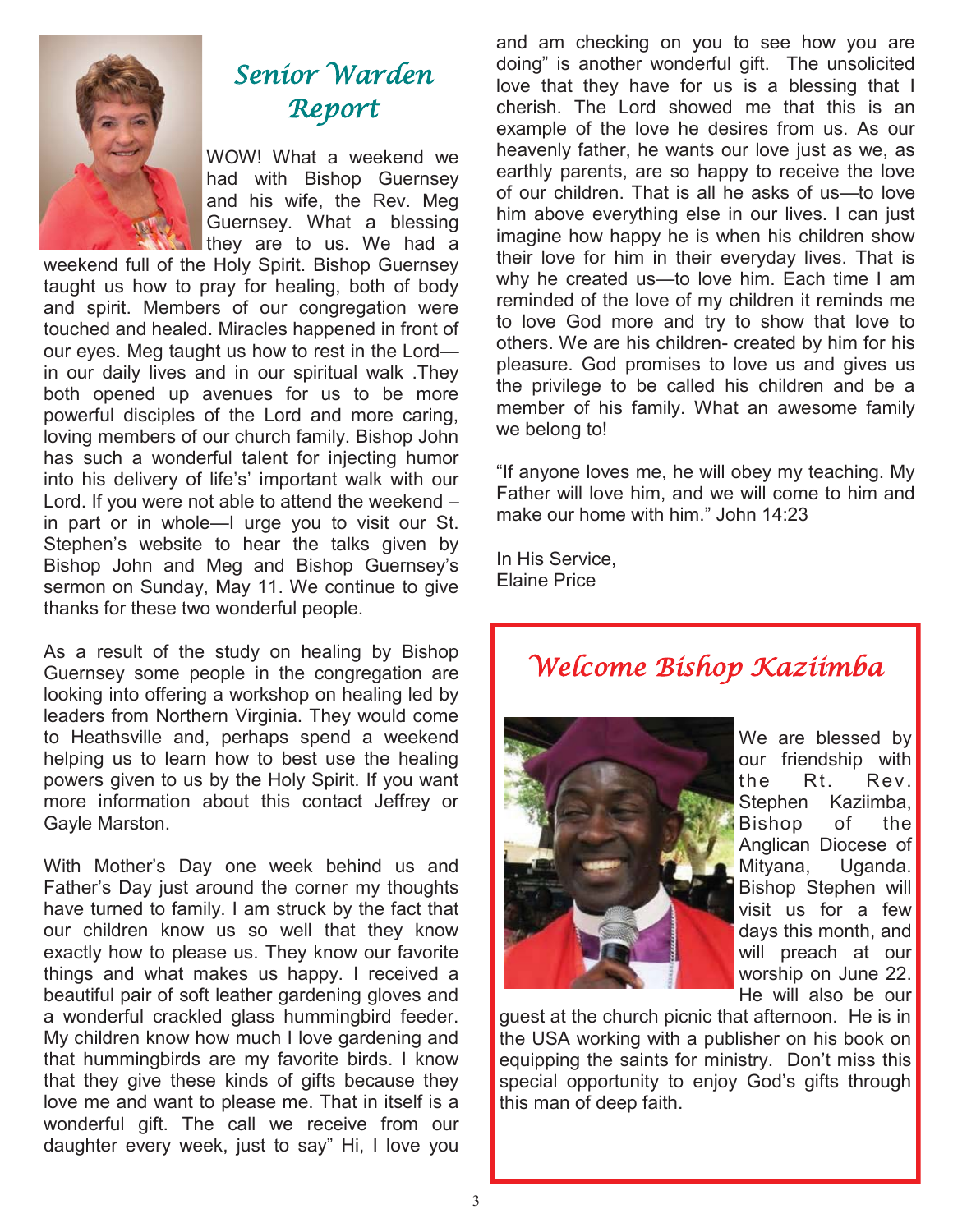## Senior Warden Report

WOW! What a weekend we had with Bishop Guernsey and his wife, the Rev. Meg Guernsey. What a blessing they are to us. We had a weekend full of the Holy Spirit. Bishop Guernsey taught us how to pray for healing, both of body and spirit. Members of our congregation were touched and healed. Miracles happened in front of our eyes. Meg taught us how to rest in the Lord—in our daily lives and in our spiritual walk .They both opened up avenues for us to be more powerful disciples of the Lord and more caring, loving members of our church family. Bishop John has such a wonderful talent for injecting humor into his delivery of life's' important walk with our Lord. If you were not able to attend the weekend – in part or in whole—I urge you to visit our St. Stephen's website to hear the talks given by Bishop John and Meg and Bishop Guernsey's sermon on Sunday, May 11. We continue to give thanks for these two wonderful people.

As a result of the study on healing by Bishop Guernsey some people in the congregation are looking into offering a workshop on healing led by leaders from Northern Virginia. They would come to Heathsville and, perhaps spend a weekend helping us to learn how to best use the healing powers given to us by the Holy Spirit. If you want more information about this contact Jeffrey or Gayle Marston.

With Mother's Day one week behind us and Father's Day just around the corner my thoughts have turned to family. I am struck by the fact that our children know us so well that they know exactly how to please us. They know our favorite things and what makes us happy. I received a beautiful pair of soft leather gardening gloves and a wonderful crackled glass hummingbird feeder. My children know how much I love gardening and that hummingbirds are my favorite birds. I know that they give these kinds of gifts because they love me and want to please me. That in itself is a wonderful gift. The call we receive from our daughter every week, just to say" Hi, I love you and am checking on you to see how you are doing" is another wonderful gift. The unsolicited love that they have for us is a blessing that I cherish. The Lord showed me that this is an example of the love he desires from us. As our heavenly father, he wants our love just as we, as earthly parents, are so happy to receive the love of our children. That is all he asks of us—to love him above everything else in our lives. I can just imagine how happy he is when his children show their love for him in their everyday lives. That is why he created us—to love him. Each time I am reminded of the love of my children it reminds me to love God more and try to show that love to others. We are his children- created by him for his pleasure. God promises to love us and gives us the privilege to be called his children and be a member of his family. What an awesome family we belong to!

"If anyone loves me, he will obey my teaching. My Father will love him, and we will come to him and make our home with him." John 14:23

In His Service,
Elaine Price

## Welcome Bishop Kaziimba

We are blessed by our friendship with the Rt. Rev. Stephen Kaziimba, Bishop of the Anglican Diocese of Mityana, Uganda. Bishop Stephen will visit us for a few days this month, and will preach at our worship on June 22. He will also be our guest at the church picnic that afternoon. He is in the USA working with a publisher on his book on equipping the saints for ministry. Don't miss this special opportunity to enjoy God's gifts through this man of deep faith.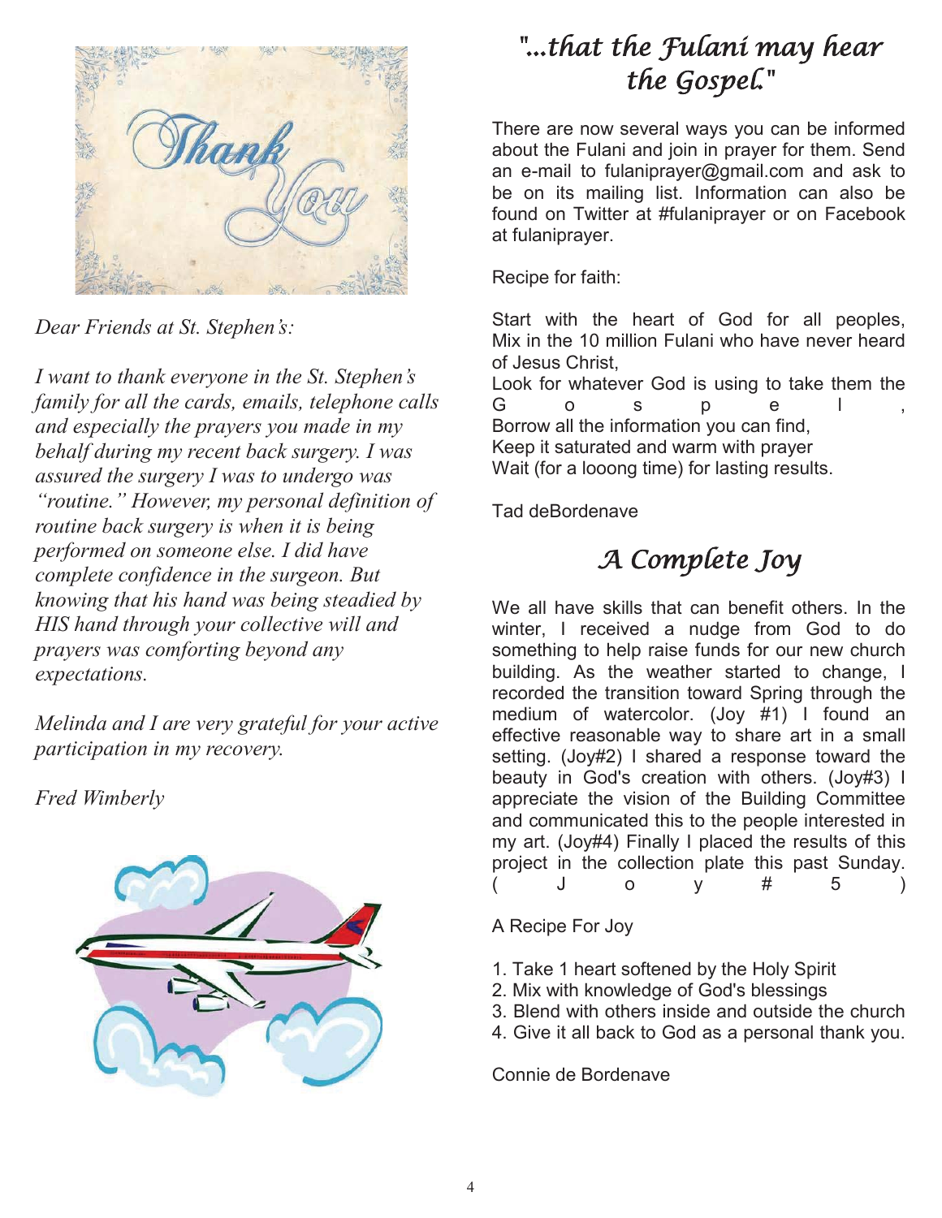*Dear Friends at St. Stephen's:*

*I want to thank everyone in the St. Stephen's family for all the cards, emails, telephone calls and especially the prayers you made in my behalf during my recent back surgery. I was assured the surgery I was to undergo was "routine." However, my personal definition of routine back surgery is when it is being performed on someone else. I did have complete confidence in the surgeon. But knowing that his hand was being steadied by HIS hand through your collective will and prayers was comforting beyond any expectations.*

*Melinda and I are very grateful for your active participation in my recovery.*

*Fred Wimberly*

## "...that the Fulani may hear the Gospel."

There are now several ways you can be informed about the Fulani and join in prayer for them. Send an e-mail to fulaniprayer@gmail.com and ask to be on its mailing list. Information can also be found on Twitter at #fulaniprayer or on Facebook at fulaniprayer.

Recipe for faith:

Start with the heart of God for all peoples,
Mix in the 10 million Fulani who have never heard of Jesus Christ,
Look for whatever God is using to take them the Gospel,
Borrow all the information you can find,
Keep it saturated and warm with prayer
Wait (for a looong time) for lasting results.

Tad deBordenave

## A Complete Joy

We all have skills that can benefit others. In the winter, I received a nudge from God to do something to help raise funds for our new church building. As the weather started to change, I recorded the transition toward Spring through the medium of watercolor. (Joy #1) I found an effective reasonable way to share art in a small setting. (Joy#2) I shared a response toward the beauty in God's creation with others. (Joy#3) I appreciate the vision of the Building Committee and communicated this to the people interested in my art. (Joy#4) Finally I placed the results of this project in the collection plate this past Sunday. (Joy#5)

A Recipe For Joy

1. Take 1 heart softened by the Holy Spirit
2. Mix with knowledge of God's blessings
3. Blend with others inside and outside the church
4. Give it all back to God as a personal thank you.

Connie de Bordenave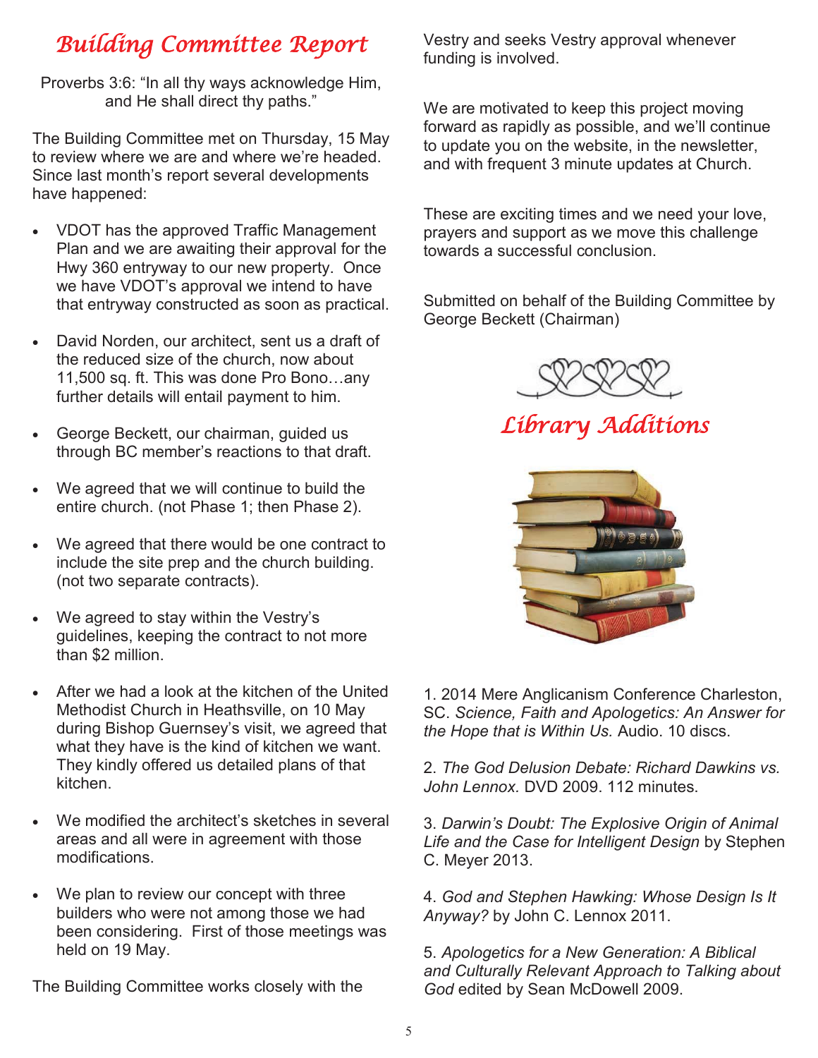# Building Committee Report

Proverbs 3:6: "In all thy ways acknowledge Him, and He shall direct thy paths."

The Building Committee met on Thursday, 15 May to review where we are and where we're headed. Since last month's report several developments have happened:

- VDOT has the approved Traffic Management Plan and we are awaiting their approval for the Hwy 360 entryway to our new property. Once we have VDOT's approval we intend to have that entryway constructed as soon as practical.
- David Norden, our architect, sent us a draft of the reduced size of the church, now about 11,500 sq. ft. This was done Pro Bono…any further details will entail payment to him.
- George Beckett, our chairman, guided us through BC member's reactions to that draft.
- We agreed that we will continue to build the entire church. (not Phase 1; then Phase 2).
- We agreed that there would be one contract to include the site prep and the church building. (not two separate contracts).
- We agreed to stay within the Vestry's guidelines, keeping the contract to not more than $2 million.
- After we had a look at the kitchen of the United Methodist Church in Heathsville, on 10 May during Bishop Guernsey's visit, we agreed that what they have is the kind of kitchen we want. They kindly offered us detailed plans of that kitchen.
- We modified the architect's sketches in several areas and all were in agreement with those modifications.
- We plan to review our concept with three builders who were not among those we had been considering. First of those meetings was held on 19 May.

The Building Committee works closely with the Vestry and seeks Vestry approval whenever funding is involved.

We are motivated to keep this project moving forward as rapidly as possible, and we'll continue to update you on the website, in the newsletter, and with frequent 3 minute updates at Church.

These are exciting times and we need your love, prayers and support as we move this challenge towards a successful conclusion.

Submitted on behalf of the Building Committee by George Beckett (Chairman)

# Library Additions

1. 2014 Mere Anglicanism Conference Charleston, SC. *Science, Faith and Apologetics: An Answer for the Hope that is Within Us.* Audio. 10 discs.

2. *The God Delusion Debate: Richard Dawkins vs. John Lennox.* DVD 2009. 112 minutes.

3. *Darwin's Doubt: The Explosive Origin of Animal Life and the Case for Intelligent Design* by Stephen C. Meyer 2013.

4. *God and Stephen Hawking: Whose Design Is It Anyway?* by John C. Lennox 2011.

5. *Apologetics for a New Generation: A Biblical and Culturally Relevant Approach to Talking about God* edited by Sean McDowell 2009.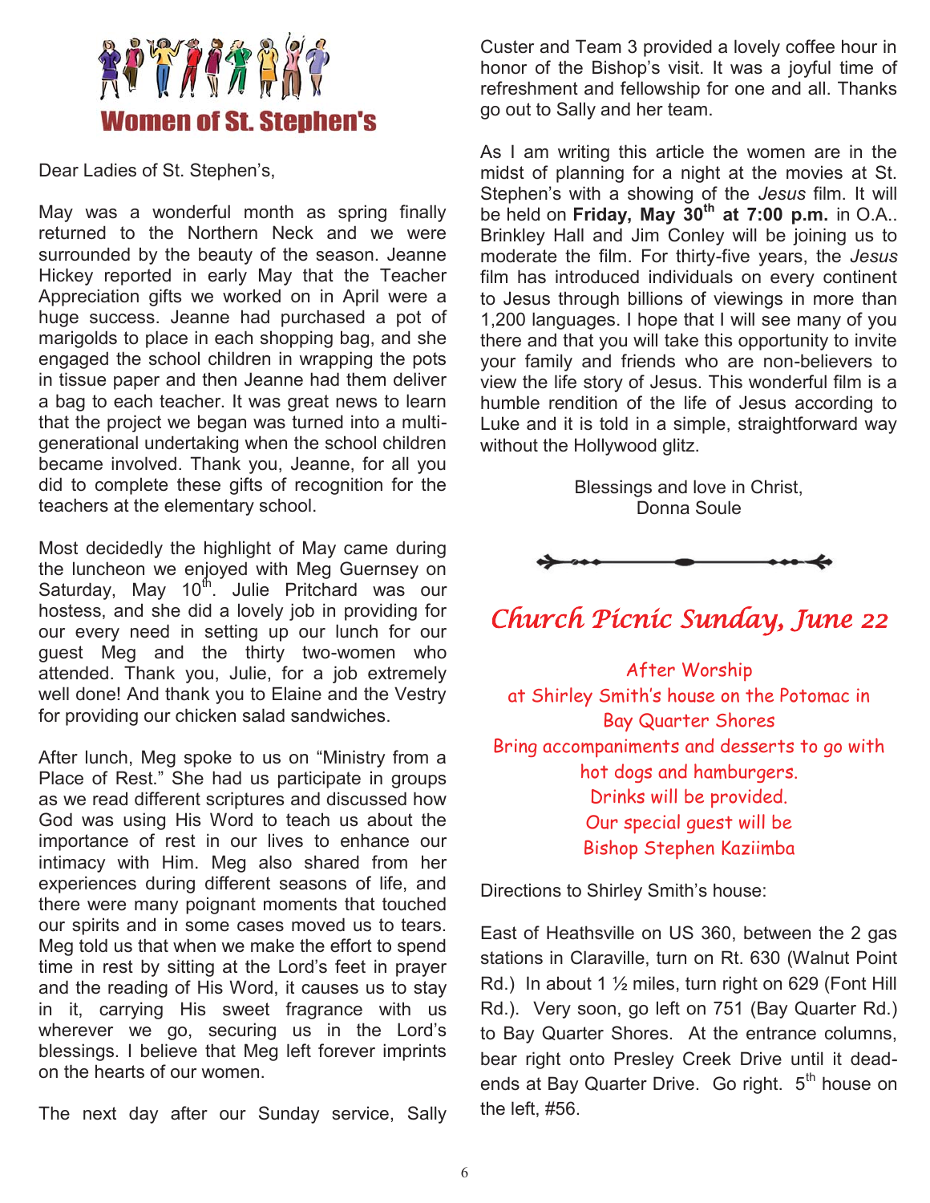# Women of St. Stephen's

Dear Ladies of St. Stephen's,

May was a wonderful month as spring finally returned to the Northern Neck and we were surrounded by the beauty of the season. Jeanne Hickey reported in early May that the Teacher Appreciation gifts we worked on in April were a huge success. Jeanne had purchased a pot of marigolds to place in each shopping bag, and she engaged the school children in wrapping the pots in tissue paper and then Jeanne had them deliver a bag to each teacher. It was great news to learn that the project we began was turned into a multi-generational undertaking when the school children became involved. Thank you, Jeanne, for all you did to complete these gifts of recognition for the teachers at the elementary school.

Most decidedly the highlight of May came during the luncheon we enjoyed with Meg Guernsey on Saturday, May 10th. Julie Pritchard was our hostess, and she did a lovely job in providing for our every need in setting up our lunch for our guest Meg and the thirty two-women who attended. Thank you, Julie, for a job extremely well done! And thank you to Elaine and the Vestry for providing our chicken salad sandwiches.

After lunch, Meg spoke to us on "Ministry from a Place of Rest." She had us participate in groups as we read different scriptures and discussed how God was using His Word to teach us about the importance of rest in our lives to enhance our intimacy with Him. Meg also shared from her experiences during different seasons of life, and there were many poignant moments that touched our spirits and in some cases moved us to tears. Meg told us that when we make the effort to spend time in rest by sitting at the Lord's feet in prayer and the reading of His Word, it causes us to stay in it, carrying His sweet fragrance with us wherever we go, securing us in the Lord's blessings. I believe that Meg left forever imprints on the hearts of our women.

The next day after our Sunday service, Sally Custer and Team 3 provided a lovely coffee hour in honor of the Bishop's visit. It was a joyful time of refreshment and fellowship for one and all. Thanks go out to Sally and her team.

As I am writing this article the women are in the midst of planning for a night at the movies at St. Stephen's with a showing of the *Jesus* film. It will be held on **Friday, May 30th at 7:00 p.m.** in O.A.. Brinkley Hall and Jim Conley will be joining us to moderate the film. For thirty-five years, the *Jesus* film has introduced individuals on every continent to Jesus through billions of viewings in more than 1,200 languages. I hope that I will see many of you there and that you will take this opportunity to invite your family and friends who are non-believers to view the life story of Jesus. This wonderful film is a humble rendition of the life of Jesus according to Luke and it is told in a simple, straightforward way without the Hollywood glitz.

Blessings and love in Christ,
Donna Soule

## *Church Picnic Sunday, June 22*

After Worship
at Shirley Smith's house on the Potomac in
Bay Quarter Shores
Bring accompaniments and desserts to go with
hot dogs and hamburgers.
Drinks will be provided.
Our special guest will be
Bishop Stephen Kaziimba

Directions to Shirley Smith's house:

East of Heathsville on US 360, between the 2 gas stations in Claraville, turn on Rt. 630 (Walnut Point Rd.) In about 1 ½ miles, turn right on 629 (Font Hill Rd.). Very soon, go left on 751 (Bay Quarter Rd.) to Bay Quarter Shores. At the entrance columns, bear right onto Presley Creek Drive until it dead-ends at Bay Quarter Drive. Go right. 5th house on the left, #56.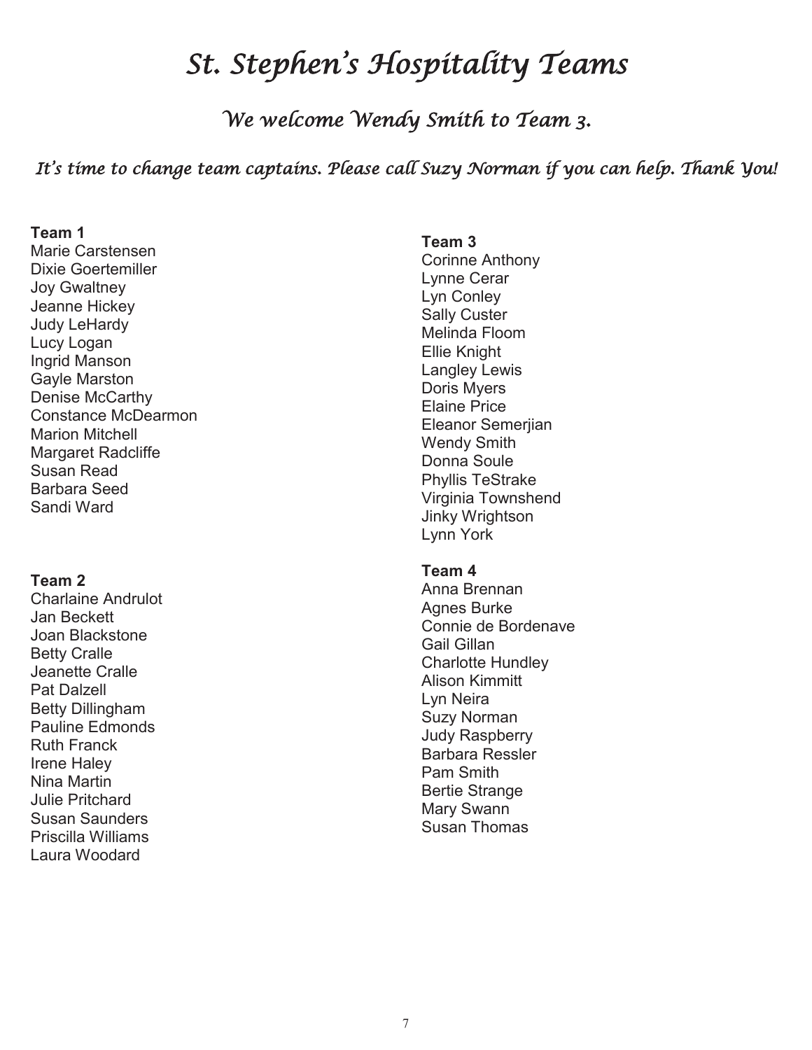# *St. Stephen's Hospitality Teams*

## *We welcome Wendy Smith to Team 3.*

*It's time to change team captains. Please call Suzy Norman if you can help. Thank You!*

**Team 1**
Marie Carstensen
Dixie Goertemiller
Joy Gwaltney
Jeanne Hickey
Judy LeHardy
Lucy Logan
Ingrid Manson
Gayle Marston
Denise McCarthy
Constance McDearmon
Marion Mitchell
Margaret Radcliffe
Susan Read
Barbara Seed
Sandi Ward

**Team 2**
Charlaine Andrulot
Jan Beckett
Joan Blackstone
Betty Cralle
Jeanette Cralle
Pat Dalzell
Betty Dillingham
Pauline Edmonds
Ruth Franck
Irene Haley
Nina Martin
Julie Pritchard
Susan Saunders
Priscilla Williams
Laura Woodard

**Team 3**
Corinne Anthony
Lynne Cerar
Lyn Conley
Sally Custer
Melinda Floom
Ellie Knight
Langley Lewis
Doris Myers
Elaine Price
Eleanor Semerjian
Wendy Smith
Donna Soule
Phyllis TeStrake
Virginia Townshend
Jinky Wrightson
Lynn York

**Team 4**
Anna Brennan
Agnes Burke
Connie de Bordenave
Gail Gillan
Charlotte Hundley
Alison Kimmitt
Lyn Neira
Suzy Norman
Judy Raspberry
Barbara Ressler
Pam Smith
Bertie Strange
Mary Swann
Susan Thomas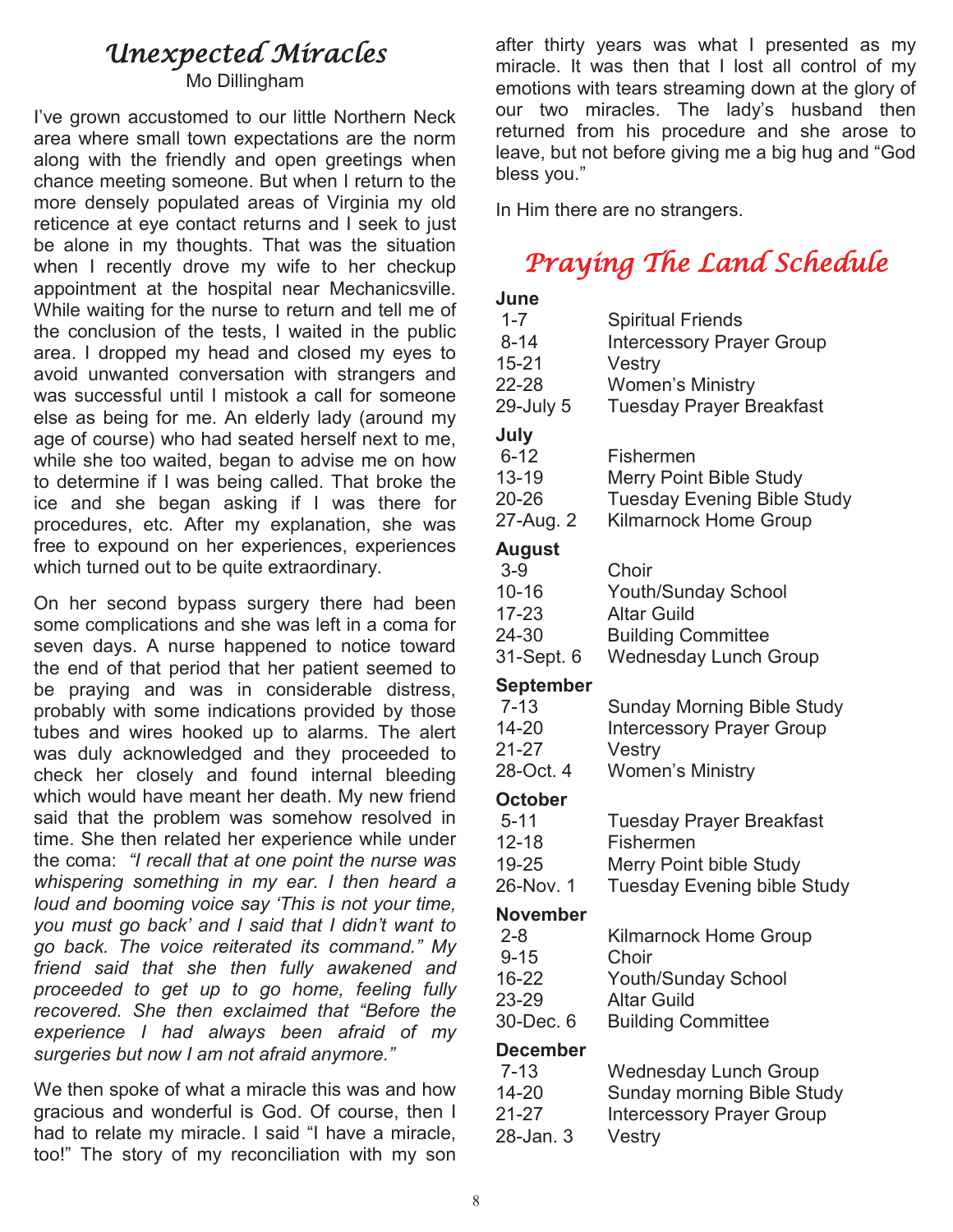# *Unexpected Miracles*

Mo Dillingham

I've grown accustomed to our little Northern Neck area where small town expectations are the norm along with the friendly and open greetings when chance meeting someone. But when I return to the more densely populated areas of Virginia my old reticence at eye contact returns and I seek to just be alone in my thoughts. That was the situation when I recently drove my wife to her checkup appointment at the hospital near Mechanicsville. While waiting for the nurse to return and tell me of the conclusion of the tests, I waited in the public area. I dropped my head and closed my eyes to avoid unwanted conversation with strangers and was successful until I mistook a call for someone else as being for me. An elderly lady (around my age of course) who had seated herself next to me, while she too waited, began to advise me on how to determine if I was being called. That broke the ice and she began asking if I was there for procedures, etc. After my explanation, she was free to expound on her experiences, experiences which turned out to be quite extraordinary.

On her second bypass surgery there had been some complications and she was left in a coma for seven days. A nurse happened to notice toward the end of that period that her patient seemed to be praying and was in considerable distress, probably with some indications provided by those tubes and wires hooked up to alarms. The alert was duly acknowledged and they proceeded to check her closely and found internal bleeding which would have meant her death. My new friend said that the problem was somehow resolved in time. She then related her experience while under the coma: *"I recall that at one point the nurse was whispering something in my ear. I then heard a loud and booming voice say 'This is not your time, you must go back' and I said that I didn't want to go back. The voice reiterated its command." My friend said that she then fully awakened and proceeded to get up to go home, feeling fully recovered. She then exclaimed that "Before the experience I had always been afraid of my surgeries but now I am not afraid anymore."*

We then spoke of what a miracle this was and how gracious and wonderful is God. Of course, then I had to relate my miracle. I said "I have a miracle, too!" The story of my reconciliation with my son after thirty years was what I presented as my miracle. It was then that I lost all control of my emotions with tears streaming down at the glory of our two miracles. The lady's husband then returned from his procedure and she arose to leave, but not before giving me a big hug and "God bless you."

In Him there are no strangers.

# *Praying The Land Schedule*

**June**

| | |
|---|---|
| 1-7 | Spiritual Friends |
| 8-14 | Intercessory Prayer Group |
| 15-21 | Vestry |
| 22-28 | Women's Ministry |
| 29-July 5 | Tuesday Prayer Breakfast |

**July**

| | |
|---|---|
| 6-12 | Fishermen |
| 13-19 | Merry Point Bible Study |
| 20-26 | Tuesday Evening Bible Study |
| 27-Aug. 2 | Kilmarnock Home Group |

**August**

| | |
|---|---|
| 3-9 | Choir |
| 10-16 | Youth/Sunday School |
| 17-23 | Altar Guild |
| 24-30 | Building Committee |
| 31-Sept. 6 | Wednesday Lunch Group |

**September**

| | |
|---|---|
| 7-13 | Sunday Morning Bible Study |
| 14-20 | Intercessory Prayer Group |
| 21-27 | Vestry |
| 28-Oct. 4 | Women's Ministry |

**October**

| | |
|---|---|
| 5-11 | Tuesday Prayer Breakfast |
| 12-18 | Fishermen |
| 19-25 | Merry Point bible Study |
| 26-Nov. 1 | Tuesday Evening bible Study |

**November**

| | |
|---|---|
| 2-8 | Kilmarnock Home Group |
| 9-15 | Choir |
| 16-22 | Youth/Sunday School |
| 23-29 | Altar Guild |
| 30-Dec. 6 | Building Committee |

**December**

| | |
|---|---|
| 7-13 | Wednesday Lunch Group |
| 14-20 | Sunday morning Bible Study |
| 21-27 | Intercessory Prayer Group |
| 28-Jan. 3 | Vestry |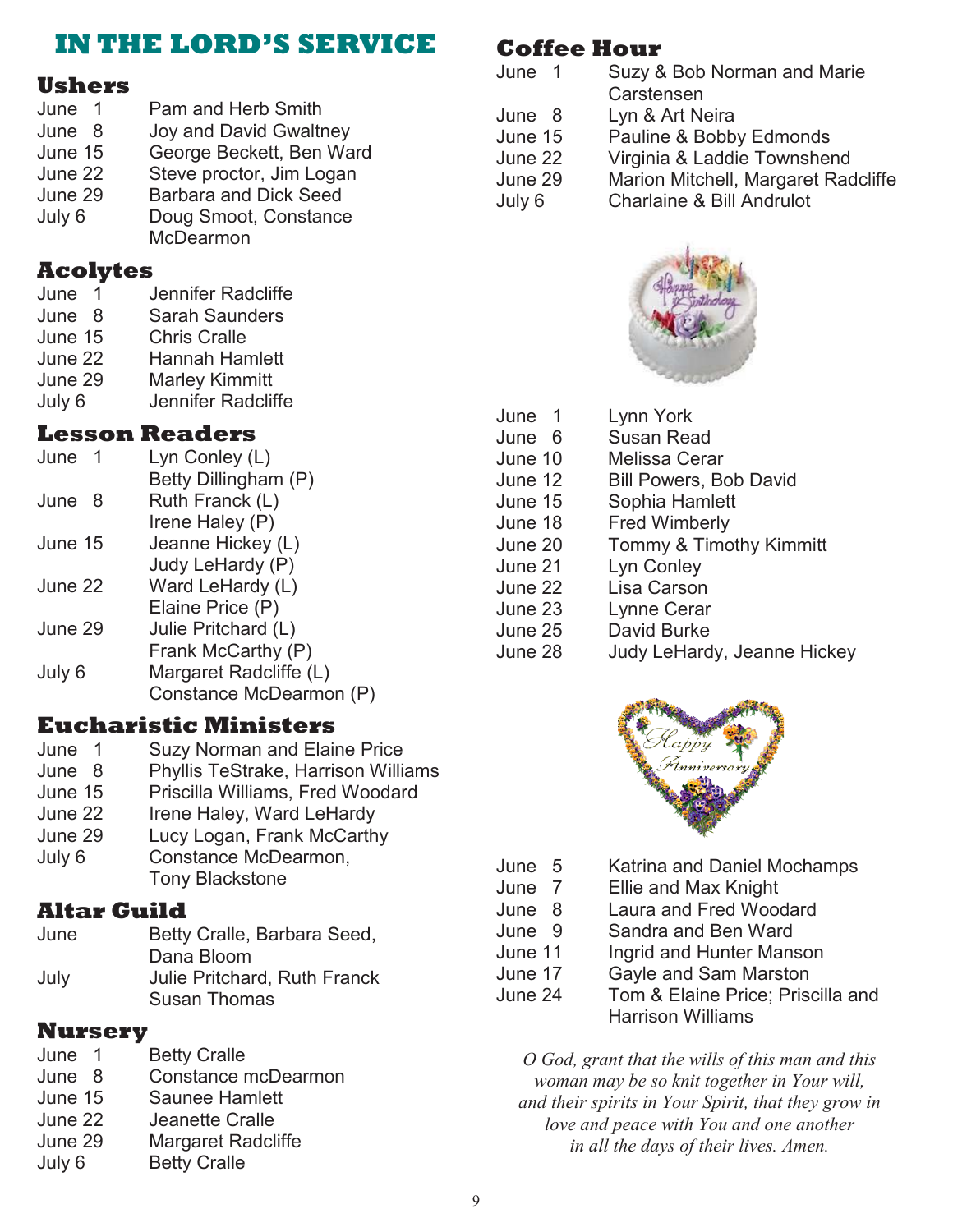# IN THE LORD'S SERVICE

## Ushers

| | |
|---|---|
| June 1 | Pam and Herb Smith |
| June 8 | Joy and David Gwaltney |
| June 15 | George Beckett, Ben Ward |
| June 22 | Steve proctor, Jim Logan |
| June 29 | Barbara and Dick Seed |
| July 6 | Doug Smoot, Constance McDearmon |

## Acolytes

| | |
|---|---|
| June 1 | Jennifer Radcliffe |
| June 8 | Sarah Saunders |
| June 15 | Chris Cralle |
| June 22 | Hannah Hamlett |
| June 29 | Marley Kimmitt |
| July 6 | Jennifer Radcliffe |

## Lesson Readers

| | |
|---|---|
| June 1 | Lyn Conley (L)<br>Betty Dillingham (P) |
| June 8 | Ruth Franck (L)<br>Irene Haley (P) |
| June 15 | Jeanne Hickey (L)<br>Judy LeHardy (P) |
| June 22 | Ward LeHardy (L)<br>Elaine Price (P) |
| June 29 | Julie Pritchard (L)<br>Frank McCarthy (P) |
| July 6 | Margaret Radcliffe (L)<br>Constance McDearmon (P) |

## Eucharistic Ministers

| | |
|---|---|
| June 1 | Suzy Norman and Elaine Price |
| June 8 | Phyllis TeStrake, Harrison Williams |
| June 15 | Priscilla Williams, Fred Woodard |
| June 22 | Irene Haley, Ward LeHardy |
| June 29 | Lucy Logan, Frank McCarthy |
| July 6 | Constance McDearmon, Tony Blackstone |

## Altar Guild

| | |
|---|---|
| June | Betty Cralle, Barbara Seed, Dana Bloom |
| July | Julie Pritchard, Ruth Franck Susan Thomas |

## Nursery

| | |
|---|---|
| June 1 | Betty Cralle |
| June 8 | Constance mcDearmon |
| June 15 | Saunee Hamlett |
| June 22 | Jeanette Cralle |
| June 29 | Margaret Radcliffe |
| July 6 | Betty Cralle |

## Coffee Hour

| | |
|---|---|
| June 1 | Suzy & Bob Norman and Marie Carstensen |
| June 8 | Lyn & Art Neira |
| June 15 | Pauline & Bobby Edmonds |
| June 22 | Virginia & Laddie Townshend |
| June 29 | Marion Mitchell, Margaret Radcliffe |
| July 6 | Charlaine & Bill Andrulot |

| | |
|---|---|
| June 1 | Lynn York |
| June 6 | Susan Read |
| June 10 | Melissa Cerar |
| June 12 | Bill Powers, Bob David |
| June 15 | Sophia Hamlett |
| June 18 | Fred Wimberly |
| June 20 | Tommy & Timothy Kimmitt |
| June 21 | Lyn Conley |
| June 22 | Lisa Carson |
| June 23 | Lynne Cerar |
| June 25 | David Burke |
| June 28 | Judy LeHardy, Jeanne Hickey |

| | |
|---|---|
| June 5 | Katrina and Daniel Mochamps |
| June 7 | Ellie and Max Knight |
| June 8 | Laura and Fred Woodard |
| June 9 | Sandra and Ben Ward |
| June 11 | Ingrid and Hunter Manson |
| June 17 | Gayle and Sam Marston |
| June 24 | Tom & Elaine Price; Priscilla and Harrison Williams |

*O God, grant that the wills of this man and this woman may be so knit together in Your will, and their spirits in Your Spirit, that they grow in love and peace with You and one another in all the days of their lives. Amen.*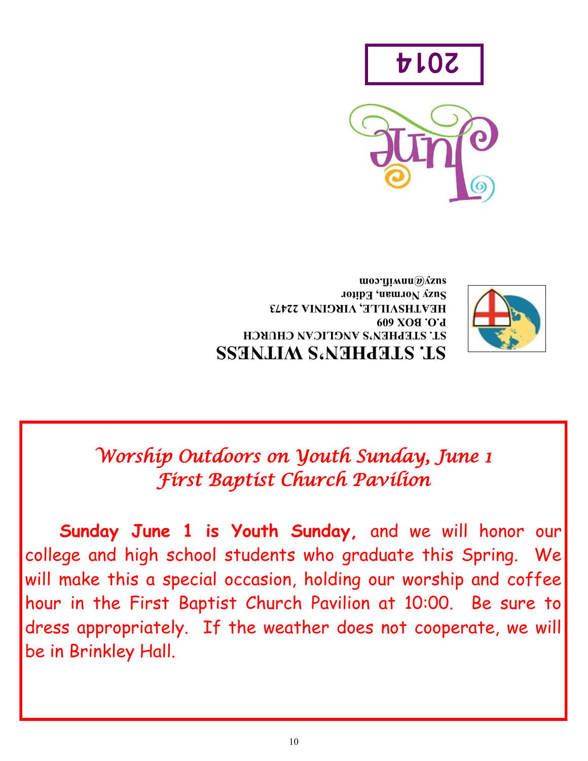2014

June

# ST. STEPHEN'S WITNESS

ST. STEPHEN'S ANGLICAN CHURCH
P.O. BOX 609
HEATHSVILLE, VIRGINIA 22473
Suzy Norman, Editor
suzy@nnwifi.com

## *Worship Outdoors on Youth Sunday, June 1*
## *First Baptist Church Pavilion*

**Sunday June 1 is Youth Sunday,** and we will honor our college and high school students who graduate this Spring. We will make this a special occasion, holding our worship and coffee hour in the First Baptist Church Pavilion at 10:00. Be sure to dress appropriately. If the weather does not cooperate, we will be in Brinkley Hall.